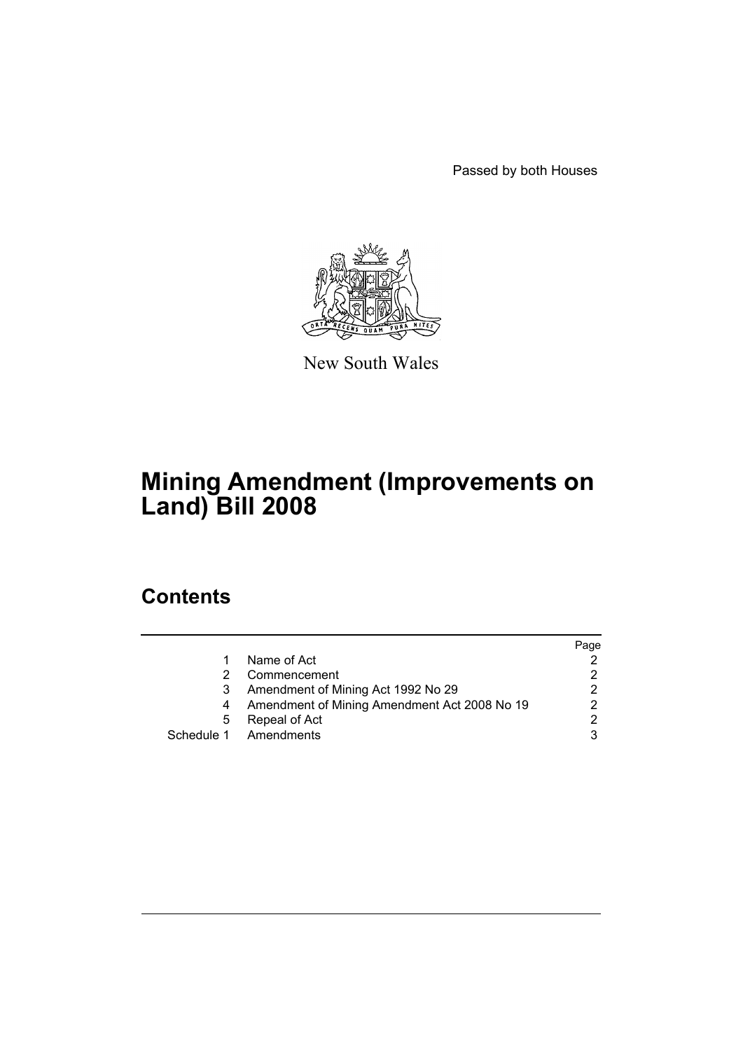Passed by both Houses

New South Wales

# Mining Amendment (Improvements on Land) Bill 2008

## Contents

| | | Page |
|---|---|---|
| 1 | Name of Act | 2 |
| 2 | Commencement | 2 |
| 3 | Amendment of Mining Act 1992 No 29 | 2 |
| 4 | Amendment of Mining Amendment Act 2008 No 19 | 2 |
| 5 | Repeal of Act | 2 |
| Schedule 1 | Amendments | 3 |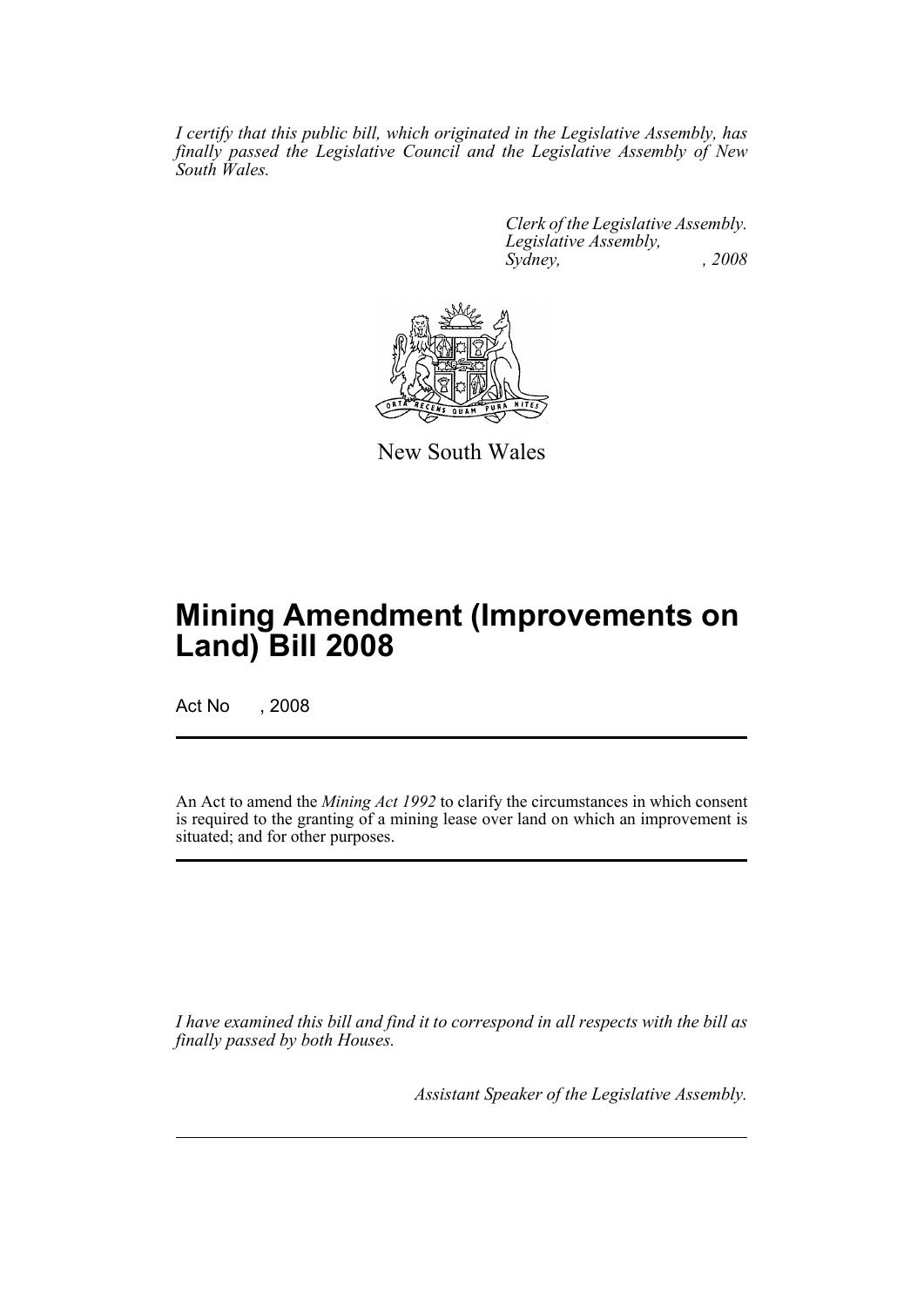*I certify that this public bill, which originated in the Legislative Assembly, has finally passed the Legislative Council and the Legislative Assembly of New South Wales.*

*Clerk of the Legislative Assembly.*
*Legislative Assembly,*
*Sydney, , 2008*

New South Wales

# Mining Amendment (Improvements on Land) Bill 2008

Act No , 2008

An Act to amend the *Mining Act 1992* to clarify the circumstances in which consent is required to the granting of a mining lease over land on which an improvement is situated; and for other purposes.

*I have examined this bill and find it to correspond in all respects with the bill as finally passed by both Houses.*

*Assistant Speaker of the Legislative Assembly.*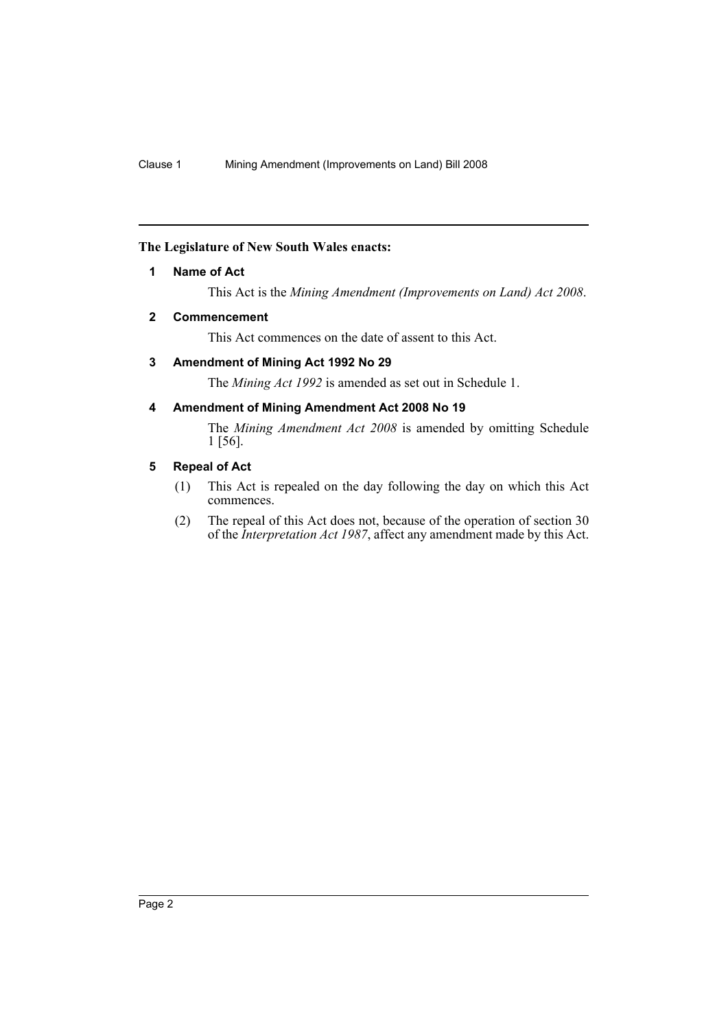**The Legislature of New South Wales enacts:**

## 1 Name of Act

This Act is the *Mining Amendment (Improvements on Land) Act 2008*.

## 2 Commencement

This Act commences on the date of assent to this Act.

## 3 Amendment of Mining Act 1992 No 29

The *Mining Act 1992* is amended as set out in Schedule 1.

## 4 Amendment of Mining Amendment Act 2008 No 19

The *Mining Amendment Act 2008* is amended by omitting Schedule 1 [56].

## 5 Repeal of Act

(1) This Act is repealed on the day following the day on which this Act commences.

(2) The repeal of this Act does not, because of the operation of section 30 of the *Interpretation Act 1987*, affect any amendment made by this Act.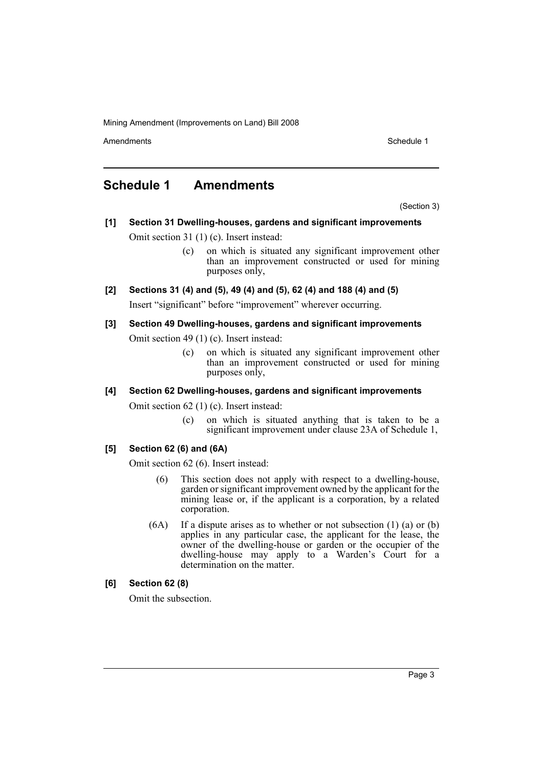## Schedule 1 Amendments

(Section 3)

**[1] Section 31 Dwelling-houses, gardens and significant improvements**

Omit section 31 (1) (c). Insert instead:

> (c) on which is situated any significant improvement other than an improvement constructed or used for mining purposes only,

**[2] Sections 31 (4) and (5), 49 (4) and (5), 62 (4) and 188 (4) and (5)**

Insert "significant" before "improvement" wherever occurring.

**[3] Section 49 Dwelling-houses, gardens and significant improvements**

Omit section 49 (1) (c). Insert instead:

> (c) on which is situated any significant improvement other than an improvement constructed or used for mining purposes only,

**[4] Section 62 Dwelling-houses, gardens and significant improvements**

Omit section 62 (1) (c). Insert instead:

> (c) on which is situated anything that is taken to be a significant improvement under clause 23A of Schedule 1,

**[5] Section 62 (6) and (6A)**

Omit section 62 (6). Insert instead:

> (6) This section does not apply with respect to a dwelling-house, garden or significant improvement owned by the applicant for the mining lease or, if the applicant is a corporation, by a related corporation.
>
> (6A) If a dispute arises as to whether or not subsection (1) (a) or (b) applies in any particular case, the applicant for the lease, the owner of the dwelling-house or garden or the occupier of the dwelling-house may apply to a Warden's Court for a determination on the matter.

**[6] Section 62 (8)**

Omit the subsection.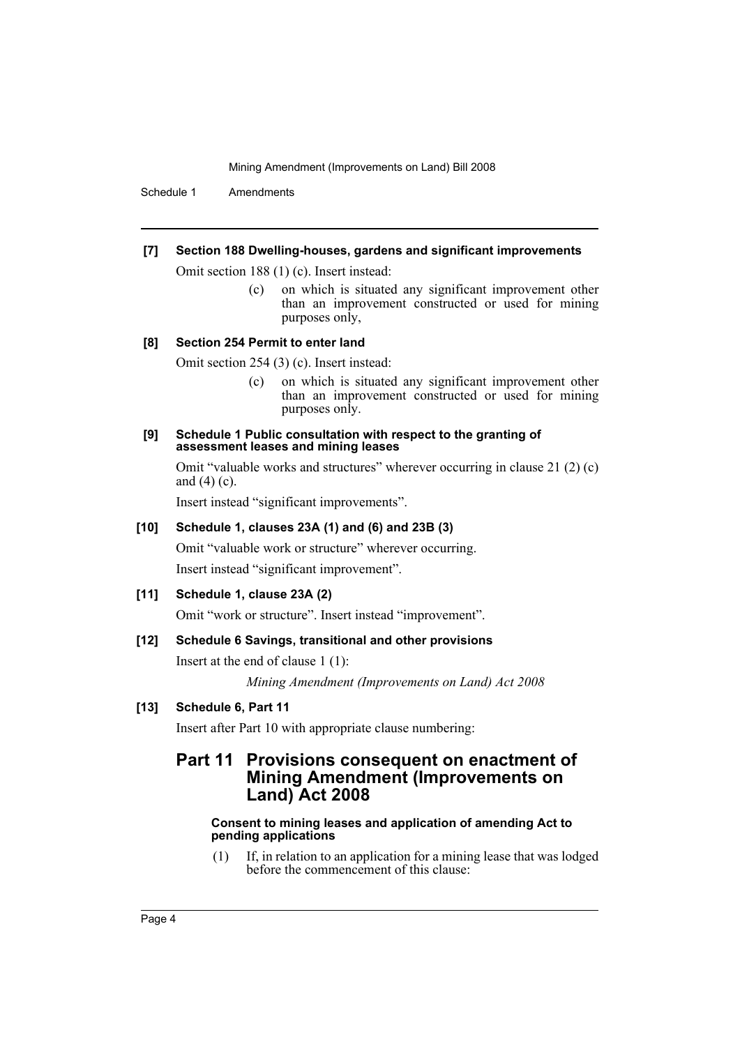#### [7] Section 188 Dwelling-houses, gardens and significant improvements

Omit section 188 (1) (c). Insert instead:

> (c) on which is situated any significant improvement other than an improvement constructed or used for mining purposes only,

#### [8] Section 254 Permit to enter land

Omit section 254 (3) (c). Insert instead:

> (c) on which is situated any significant improvement other than an improvement constructed or used for mining purposes only.

#### [9] Schedule 1 Public consultation with respect to the granting of assessment leases and mining leases

Omit "valuable works and structures" wherever occurring in clause 21 (2) (c) and (4) (c).

Insert instead "significant improvements".

#### [10] Schedule 1, clauses 23A (1) and (6) and 23B (3)

Omit "valuable work or structure" wherever occurring.

Insert instead "significant improvement".

#### [11] Schedule 1, clause 23A (2)

Omit "work or structure". Insert instead "improvement".

#### [12] Schedule 6 Savings, transitional and other provisions

Insert at the end of clause 1 (1):

> *Mining Amendment (Improvements on Land) Act 2008*

#### [13] Schedule 6, Part 11

Insert after Part 10 with appropriate clause numbering:

## Part 11 Provisions consequent on enactment of Mining Amendment (Improvements on Land) Act 2008

#### Consent to mining leases and application of amending Act to pending applications

(1) If, in relation to an application for a mining lease that was lodged before the commencement of this clause: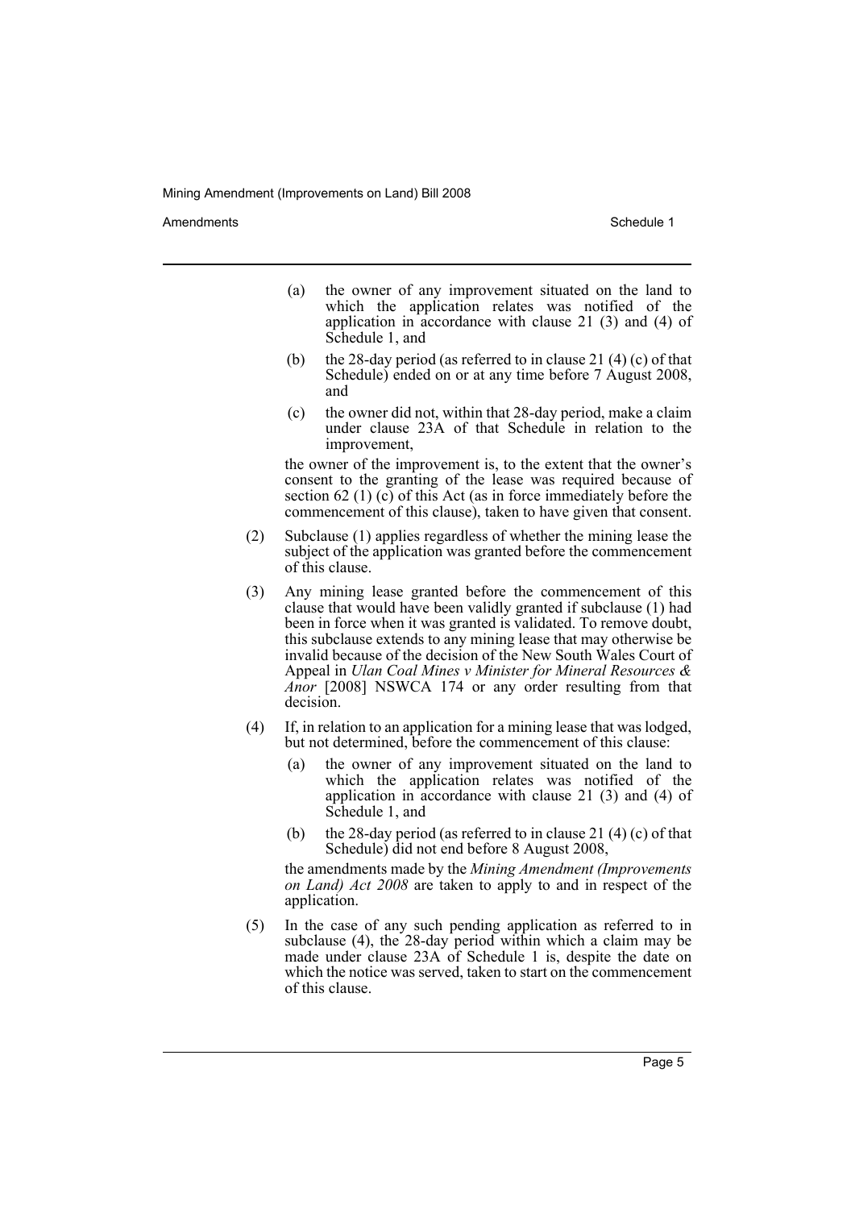- (a) the owner of any improvement situated on the land to which the application relates was notified of the application in accordance with clause 21 (3) and (4) of Schedule 1, and
- (b) the 28-day period (as referred to in clause 21 (4) (c) of that Schedule) ended on or at any time before 7 August 2008, and
- (c) the owner did not, within that 28-day period, make a claim under clause 23A of that Schedule in relation to the improvement,

the owner of the improvement is, to the extent that the owner's consent to the granting of the lease was required because of section 62 (1) (c) of this Act (as in force immediately before the commencement of this clause), taken to have given that consent.

(2) Subclause (1) applies regardless of whether the mining lease the subject of the application was granted before the commencement of this clause.

(3) Any mining lease granted before the commencement of this clause that would have been validly granted if subclause (1) had been in force when it was granted is validated. To remove doubt, this subclause extends to any mining lease that may otherwise be invalid because of the decision of the New South Wales Court of Appeal in *Ulan Coal Mines v Minister for Mineral Resources & Anor* [2008] NSWCA 174 or any order resulting from that decision.

(4) If, in relation to an application for a mining lease that was lodged, but not determined, before the commencement of this clause:

- (a) the owner of any improvement situated on the land to which the application relates was notified of the application in accordance with clause 21 (3) and (4) of Schedule 1, and
- (b) the 28-day period (as referred to in clause 21 (4) (c) of that Schedule) did not end before 8 August 2008,

the amendments made by the *Mining Amendment (Improvements on Land) Act 2008* are taken to apply to and in respect of the application.

(5) In the case of any such pending application as referred to in subclause (4), the 28-day period within which a claim may be made under clause 23A of Schedule 1 is, despite the date on which the notice was served, taken to start on the commencement of this clause.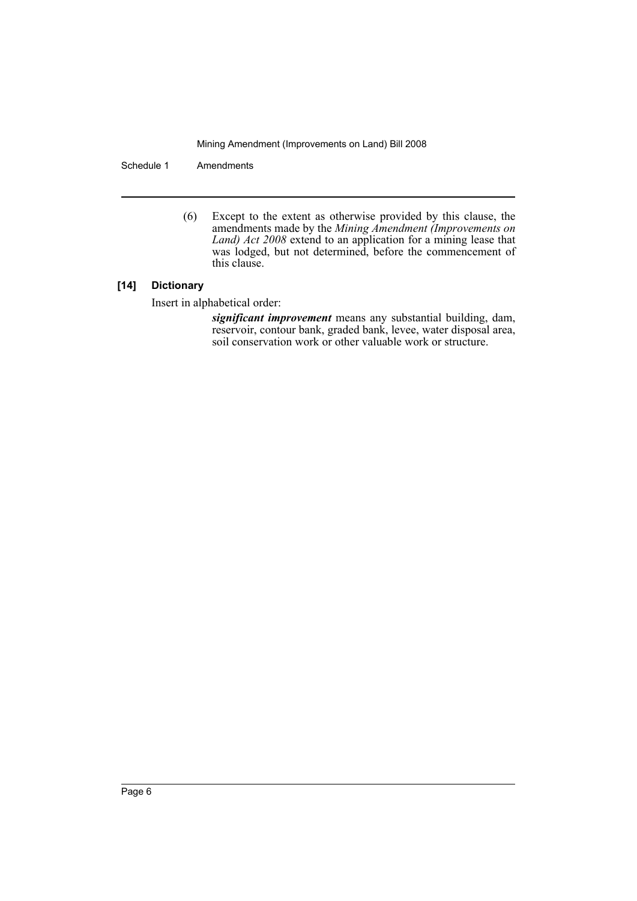(6) Except to the extent as otherwise provided by this clause, the amendments made by the *Mining Amendment (Improvements on Land) Act 2008* extend to an application for a mining lease that was lodged, but not determined, before the commencement of this clause.

### [14] Dictionary

Insert in alphabetical order:

> ***significant improvement*** means any substantial building, dam, reservoir, contour bank, graded bank, levee, water disposal area, soil conservation work or other valuable work or structure.